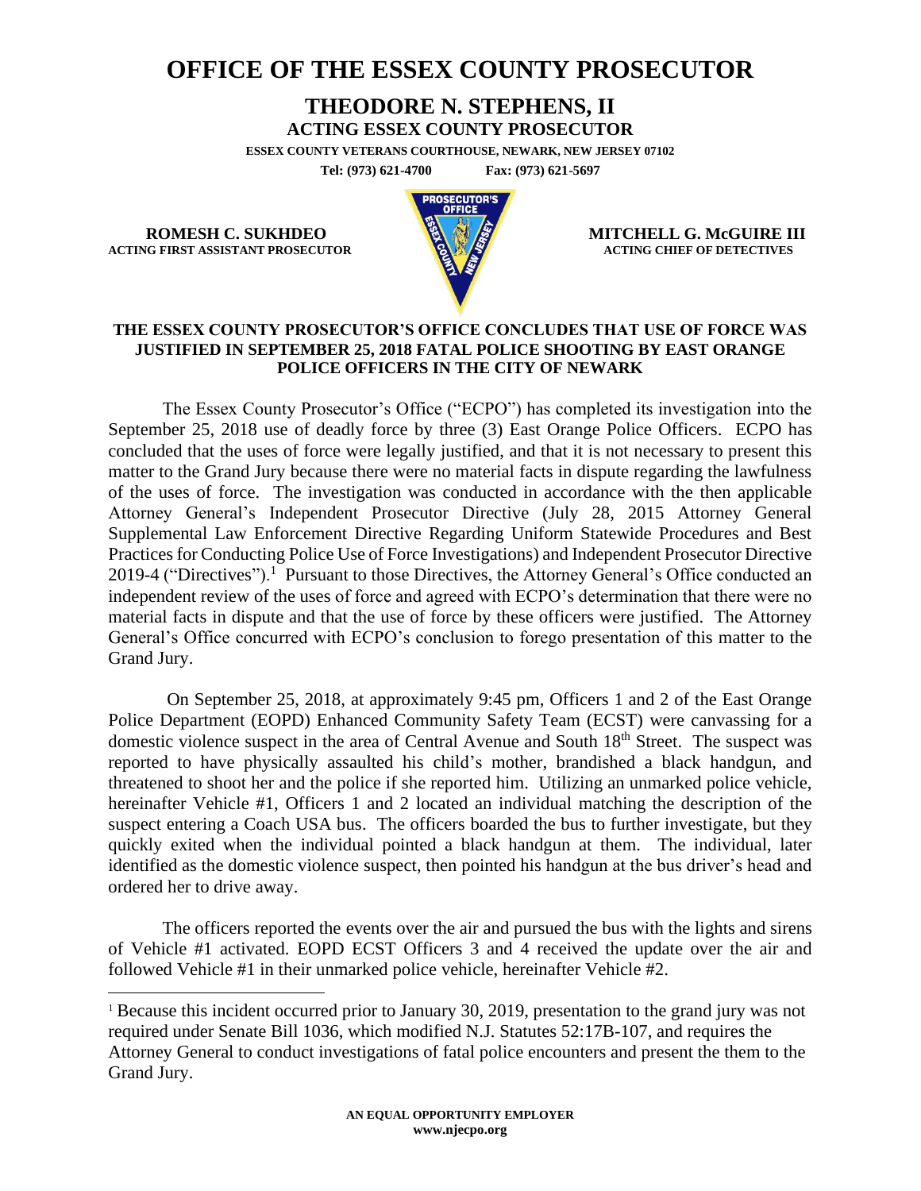# OFFICE OF THE ESSEX COUNTY PROSECUTOR

## THEODORE N. STEPHENS, II

**ACTING ESSEX COUNTY PROSECUTOR**

**ESSEX COUNTY VETERANS COURTHOUSE, NEWARK, NEW JERSEY 07102**

**Tel: (973) 621-4700 Fax: (973) 621-5697**

**ROMESH C. SUKHDEO**
**ACTING FIRST ASSISTANT PROSECUTOR**

**MITCHELL G. McGUIRE III**
**ACTING CHIEF OF DETECTIVES**

**THE ESSEX COUNTY PROSECUTOR'S OFFICE CONCLUDES THAT USE OF FORCE WAS JUSTIFIED IN SEPTEMBER 25, 2018 FATAL POLICE SHOOTING BY EAST ORANGE POLICE OFFICERS IN THE CITY OF NEWARK**

The Essex County Prosecutor's Office ("ECPO") has completed its investigation into the September 25, 2018 use of deadly force by three (3) East Orange Police Officers. ECPO has concluded that the uses of force were legally justified, and that it is not necessary to present this matter to the Grand Jury because there were no material facts in dispute regarding the lawfulness of the uses of force. The investigation was conducted in accordance with the then applicable Attorney General's Independent Prosecutor Directive (July 28, 2015 Attorney General Supplemental Law Enforcement Directive Regarding Uniform Statewide Procedures and Best Practices for Conducting Police Use of Force Investigations) and Independent Prosecutor Directive 2019-4 ("Directives").[1] Pursuant to those Directives, the Attorney General's Office conducted an independent review of the uses of force and agreed with ECPO's determination that there were no material facts in dispute and that the use of force by these officers were justified. The Attorney General's Office concurred with ECPO's conclusion to forego presentation of this matter to the Grand Jury.

On September 25, 2018, at approximately 9:45 pm, Officers 1 and 2 of the East Orange Police Department (EOPD) Enhanced Community Safety Team (ECST) were canvassing for a domestic violence suspect in the area of Central Avenue and South 18th Street. The suspect was reported to have physically assaulted his child's mother, brandished a black handgun, and threatened to shoot her and the police if she reported him. Utilizing an unmarked police vehicle, hereinafter Vehicle #1, Officers 1 and 2 located an individual matching the description of the suspect entering a Coach USA bus. The officers boarded the bus to further investigate, but they quickly exited when the individual pointed a black handgun at them. The individual, later identified as the domestic violence suspect, then pointed his handgun at the bus driver's head and ordered her to drive away.

The officers reported the events over the air and pursued the bus with the lights and sirens of Vehicle #1 activated. EOPD ECST Officers 3 and 4 received the update over the air and followed Vehicle #1 in their unmarked police vehicle, hereinafter Vehicle #2.

[1] Because this incident occurred prior to January 30, 2019, presentation to the grand jury was not required under Senate Bill 1036, which modified N.J. Statutes 52:17B-107, and requires the Attorney General to conduct investigations of fatal police encounters and present the them to the Grand Jury.

**AN EQUAL OPPORTUNITY EMPLOYER**
**www.njecpo.org**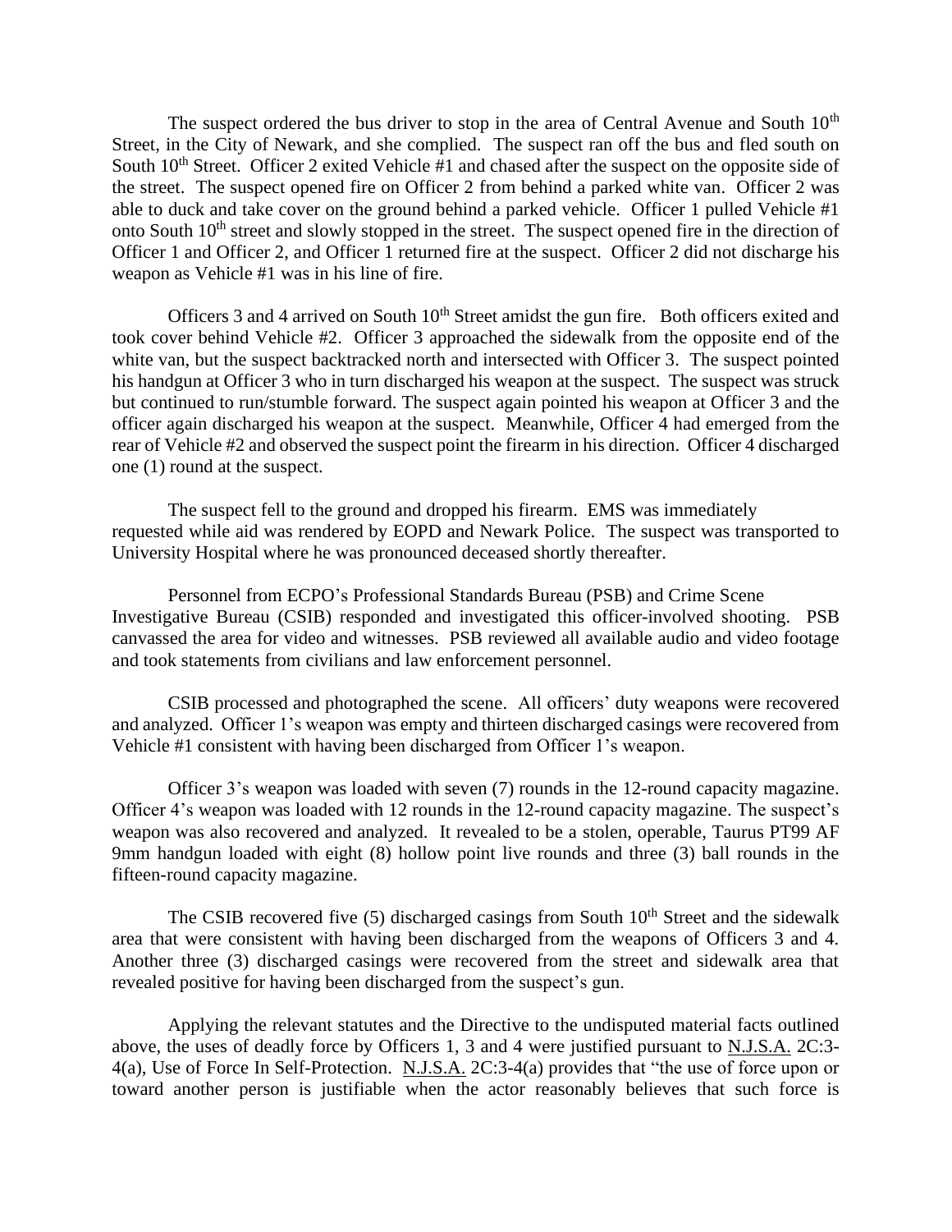The suspect ordered the bus driver to stop in the area of Central Avenue and South 10th Street, in the City of Newark, and she complied. The suspect ran off the bus and fled south on South 10th Street. Officer 2 exited Vehicle #1 and chased after the suspect on the opposite side of the street. The suspect opened fire on Officer 2 from behind a parked white van. Officer 2 was able to duck and take cover on the ground behind a parked vehicle. Officer 1 pulled Vehicle #1 onto South 10th street and slowly stopped in the street. The suspect opened fire in the direction of Officer 1 and Officer 2, and Officer 1 returned fire at the suspect. Officer 2 did not discharge his weapon as Vehicle #1 was in his line of fire.

Officers 3 and 4 arrived on South 10th Street amidst the gun fire. Both officers exited and took cover behind Vehicle #2. Officer 3 approached the sidewalk from the opposite end of the white van, but the suspect backtracked north and intersected with Officer 3. The suspect pointed his handgun at Officer 3 who in turn discharged his weapon at the suspect. The suspect was struck but continued to run/stumble forward. The suspect again pointed his weapon at Officer 3 and the officer again discharged his weapon at the suspect. Meanwhile, Officer 4 had emerged from the rear of Vehicle #2 and observed the suspect point the firearm in his direction. Officer 4 discharged one (1) round at the suspect.

The suspect fell to the ground and dropped his firearm. EMS was immediately requested while aid was rendered by EOPD and Newark Police. The suspect was transported to University Hospital where he was pronounced deceased shortly thereafter.

Personnel from ECPO's Professional Standards Bureau (PSB) and Crime Scene Investigative Bureau (CSIB) responded and investigated this officer-involved shooting. PSB canvassed the area for video and witnesses. PSB reviewed all available audio and video footage and took statements from civilians and law enforcement personnel.

CSIB processed and photographed the scene. All officers' duty weapons were recovered and analyzed. Officer 1's weapon was empty and thirteen discharged casings were recovered from Vehicle #1 consistent with having been discharged from Officer 1's weapon.

Officer 3's weapon was loaded with seven (7) rounds in the 12-round capacity magazine. Officer 4's weapon was loaded with 12 rounds in the 12-round capacity magazine. The suspect's weapon was also recovered and analyzed. It revealed to be a stolen, operable, Taurus PT99 AF 9mm handgun loaded with eight (8) hollow point live rounds and three (3) ball rounds in the fifteen-round capacity magazine.

The CSIB recovered five (5) discharged casings from South 10th Street and the sidewalk area that were consistent with having been discharged from the weapons of Officers 3 and 4. Another three (3) discharged casings were recovered from the street and sidewalk area that revealed positive for having been discharged from the suspect's gun.

Applying the relevant statutes and the Directive to the undisputed material facts outlined above, the uses of deadly force by Officers 1, 3 and 4 were justified pursuant to N.J.S.A. 2C:3-4(a), Use of Force In Self-Protection. N.J.S.A. 2C:3-4(a) provides that "the use of force upon or toward another person is justifiable when the actor reasonably believes that such force is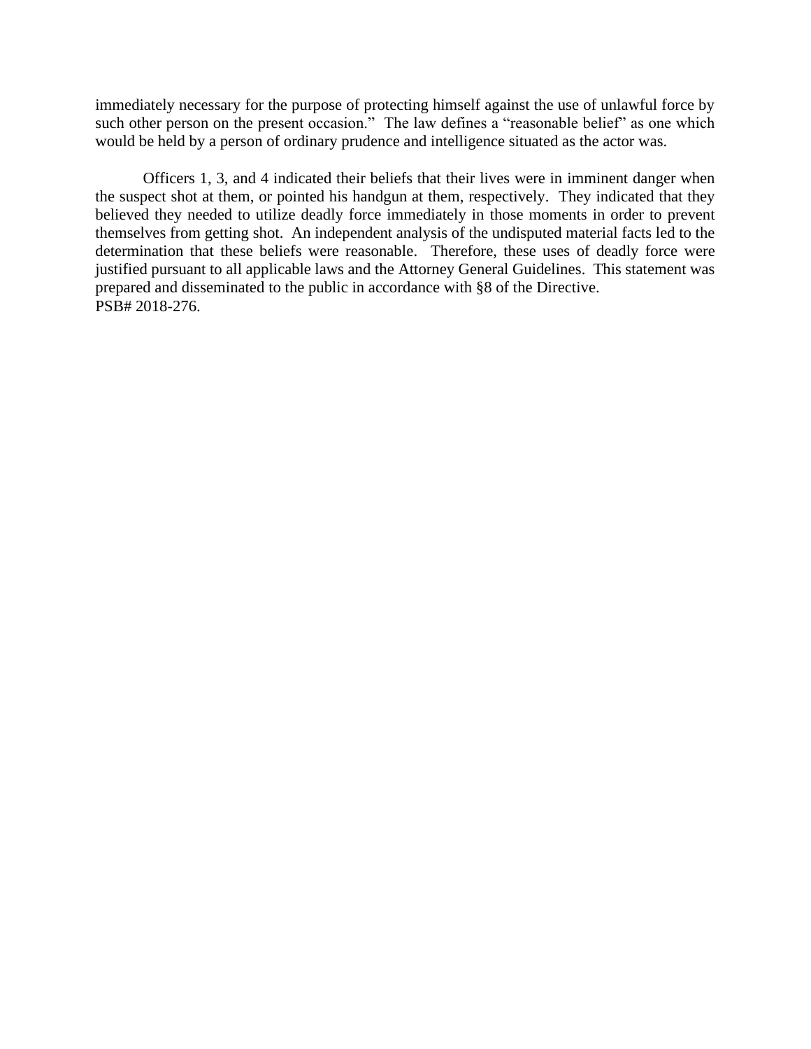immediately necessary for the purpose of protecting himself against the use of unlawful force by such other person on the present occasion." The law defines a "reasonable belief" as one which would be held by a person of ordinary prudence and intelligence situated as the actor was.

Officers 1, 3, and 4 indicated their beliefs that their lives were in imminent danger when the suspect shot at them, or pointed his handgun at them, respectively. They indicated that they believed they needed to utilize deadly force immediately in those moments in order to prevent themselves from getting shot. An independent analysis of the undisputed material facts led to the determination that these beliefs were reasonable. Therefore, these uses of deadly force were justified pursuant to all applicable laws and the Attorney General Guidelines. This statement was prepared and disseminated to the public in accordance with §8 of the Directive.
PSB# 2018-276.